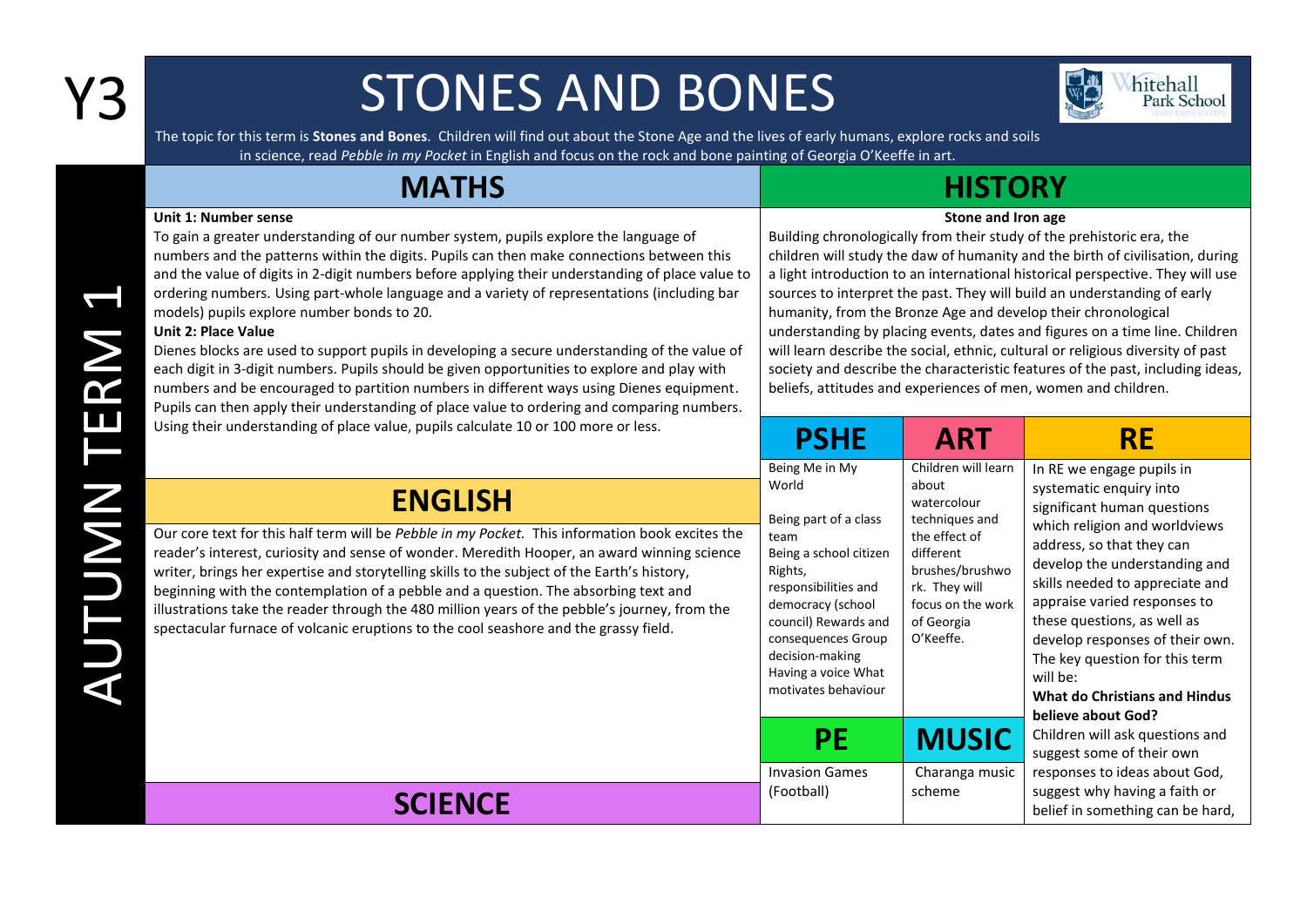# Y3 — STONES AND BONES

AUTUMN TERM 1

The topic for this term is **Stones and Bones**. Children will find out about the Stone Age and the lives of early humans, explore rocks and soils in science, read *Pebble in my Pocket* in English and focus on the rock and bone painting of Georgia O'Keeffe in art.

## MATHS

**Unit 1: Number sense**

To gain a greater understanding of our number system, pupils explore the language of numbers and the patterns within the digits. Pupils can then make connections between this and the value of digits in 2-digit numbers before applying their understanding of place value to ordering numbers. Using part-whole language and a variety of representations (including bar models) pupils explore number bonds to 20.

**Unit 2: Place Value**

Dienes blocks are used to support pupils in developing a secure understanding of the value of each digit in 3-digit numbers. Pupils should be given opportunities to explore and play with numbers and be encouraged to partition numbers in different ways using Dienes equipment. Pupils can then apply their understanding of place value to ordering and comparing numbers. Using their understanding of place value, pupils calculate 10 or 100 more or less.

## ENGLISH

Our core text for this half term will be *Pebble in my Pocket.* This information book excites the reader's interest, curiosity and sense of wonder. Meredith Hooper, an award winning science writer, brings her expertise and storytelling skills to the subject of the Earth's history, beginning with the contemplation of a pebble and a question. The absorbing text and illustrations take the reader through the 480 million years of the pebble's journey, from the spectacular furnace of volcanic eruptions to the cool seashore and the grassy field.

## SCIENCE

## HISTORY

**Stone and Iron age**

Building chronologically from their study of the prehistoric era, the children will study the daw of humanity and the birth of civilisation, during a light introduction to an international historical perspective. They will use sources to interpret the past. They will build an understanding of early humanity, from the Bronze Age and develop their chronological understanding by placing events, dates and figures on a time line. Children will learn describe the social, ethnic, cultural or religious diversity of past society and describe the characteristic features of the past, including ideas, beliefs, attitudes and experiences of men, women and children.

## PSHE

Being Me in My World

Being part of a class team
Being a school citizen Rights, responsibilities and democracy (school council) Rewards and consequences Group decision-making
Having a voice What motivates behaviour

## ART

Children will learn about watercolour techniques and the effect of different brushes/brushwork. They will focus on the work of Georgia O'Keeffe.

## RE

In RE we engage pupils in systematic enquiry into significant human questions which religion and worldviews address, so that they can develop the understanding and skills needed to appreciate and appraise varied responses to these questions, as well as develop responses of their own. The key question for this term will be:

**What do Christians and Hindus believe about God?**

Children will ask questions and suggest some of their own responses to ideas about God, suggest why having a faith or belief in something can be hard,

## PE

Invasion Games (Football)

## MUSIC

Charanga music scheme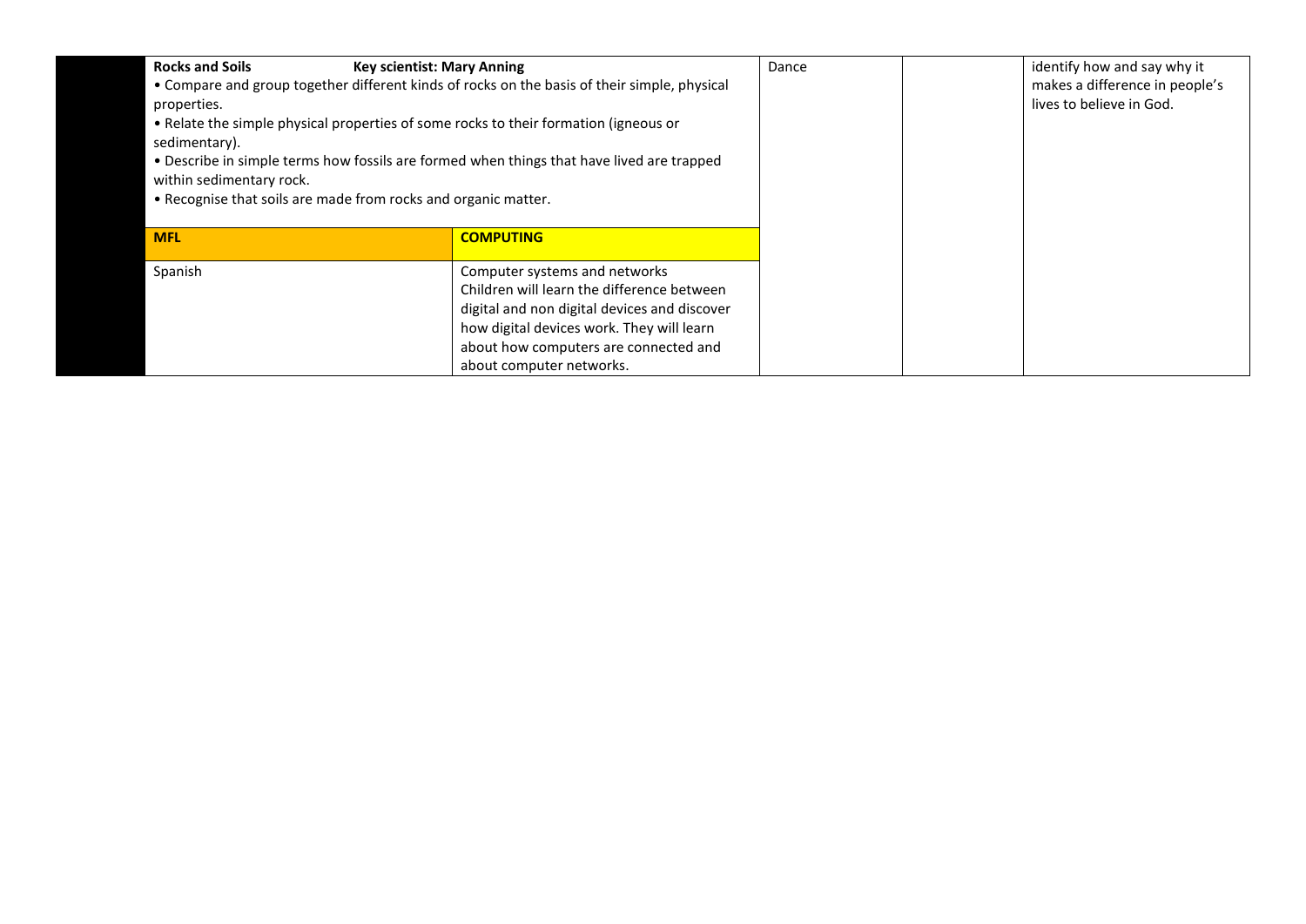| | | | | | |
|---|---|---|---|---|---|
| | **Rocks and Soils** **Key scientist: Mary Anning**<br>• Compare and group together different kinds of rocks on the basis of their simple, physical properties.<br>• Relate the simple physical properties of some rocks to their formation (igneous or sedimentary).<br>• Describe in simple terms how fossils are formed when things that have lived are trapped within sedimentary rock.<br>• Recognise that soils are made from rocks and organic matter. | | Dance | | identify how and say why it makes a difference in people's lives to believe in God. |
| | **MFL** | **COMPUTING** | | | |
| | Spanish | Computer systems and networks<br>Children will learn the difference between digital and non digital devices and discover how digital devices work. They will learn about how computers are connected and about computer networks. | | | |